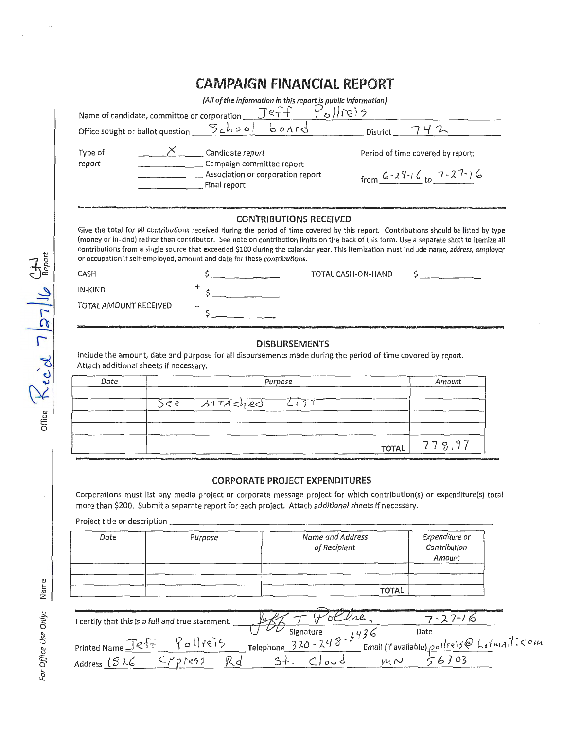# CAMPAIGN FINANCIAL REPORT

*(All of the information in this report is public information)*

Name of candidate, committee or corporation: Jeff Pollreis

Office sought or ballot question: School board District: 742

Type of report:
- X Candidate report
- ___ Campaign committee report
- ___ Association or corporation report
- ___ Final report

Period of time covered by report: from 6-29-16 to 7-27-16

## CONTRIBUTIONS RECEIVED

Give the total for *all contributions* received during the period of time covered by this report. Contributions should be listed by type (money or in-kind) rather than contributor. See note on contribution limits on the back of this form. Use a separate sheet to itemize all contributions from a single source that exceeded $100 during the calendar year. This itemization must include name, address, employer or occupation if self-employed, amount and date for these *contributions*.

CASH $ ________ TOTAL CASH-ON-HAND $ ________

IN-KIND + $ ________

TOTAL AMOUNT RECEIVED = $ ________

## DISBURSEMENTS

Include the amount, date and purpose for all disbursements made during the period of time covered by report. Attach additional sheets if necessary.

| Date | Purpose | Amount |
|---|---|---|
| | | |
| | See Attached List | |
| | | |
| | | |
| | TOTAL | 778.97 |

## CORPORATE PROJECT EXPENDITURES

Corporations must list any media project or corporate message project for which contribution(s) or expenditure(s) total more than $200. Submit a separate report for each project. Attach *additional sheets* if necessary.

Project title or description ________

| Date | Purpose | Name and Address of Recipient | Expenditure or Contribution Amount |
|---|---|---|---|
| | | | |
| | | | |
| | | TOTAL | |

I certify that this is a full and true statement. Jeff T Pollreis (Signature) Date: 7-27-16

Printed Name: Jeff Pollreis Telephone: 320-248-3436 Email (if available): pollreis@hotmail.com

Address: 1826 Cypress Rd St. Cloud MN 56303

For Office Use Only: Name ________ Office Rec'd 7/27/16 CF Report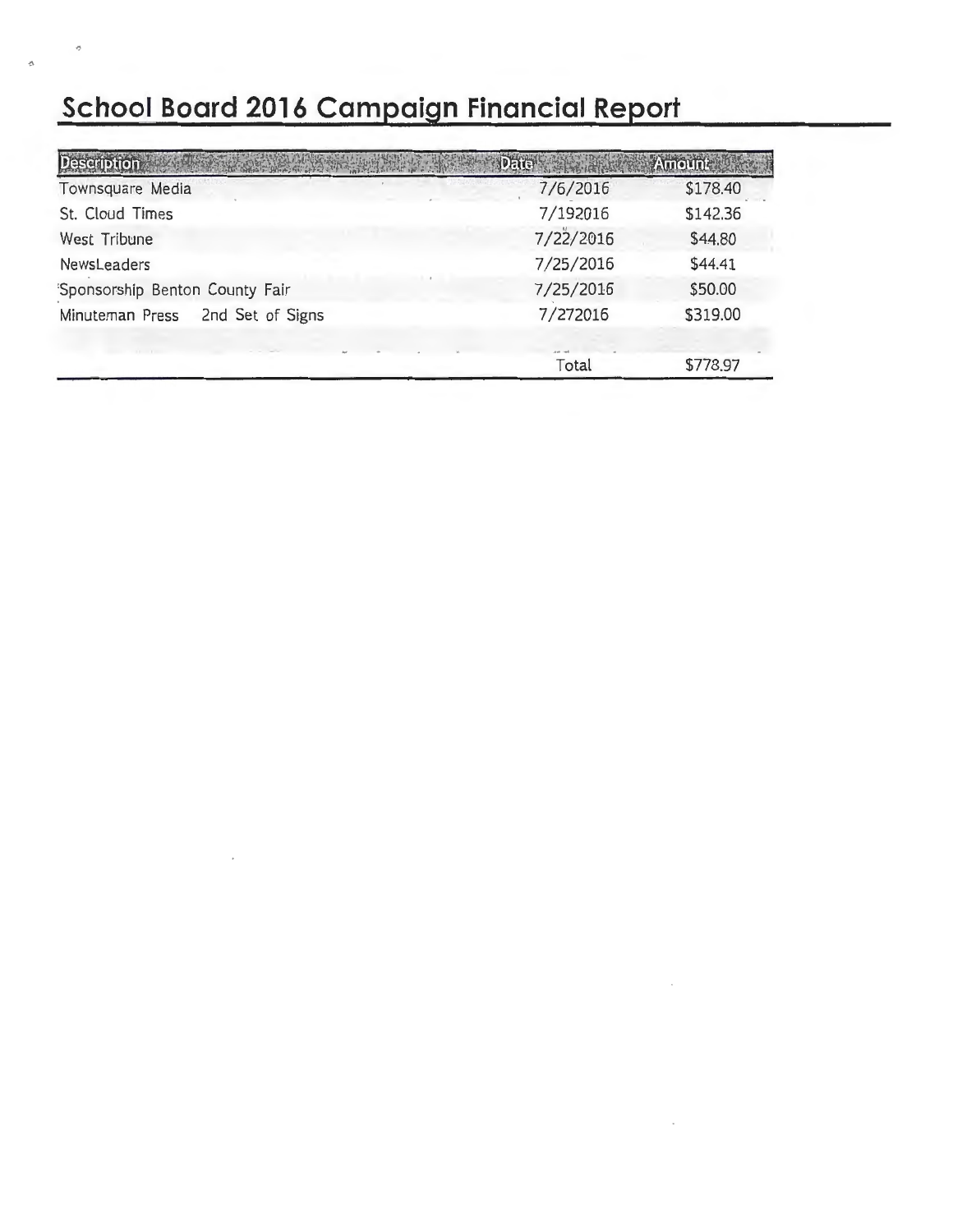# School Board 2016 Campaign Financial Report

| Description | Date | Amount |
|---|---|---|
| Townsquare Media | 7/6/2016 | $178.40 |
| St. Cloud Times | 7/192016 | $142.36 |
| West Tribune | 7/22/2016 | $44.80 |
| NewsLeaders | 7/25/2016 | $44.41 |
| Sponsorship Benton County Fair | 7/25/2016 | $50.00 |
| Minuteman Press 2nd Set of Signs | 7/272016 | $319.00 |
| | | |
| | Total | $778.97 |